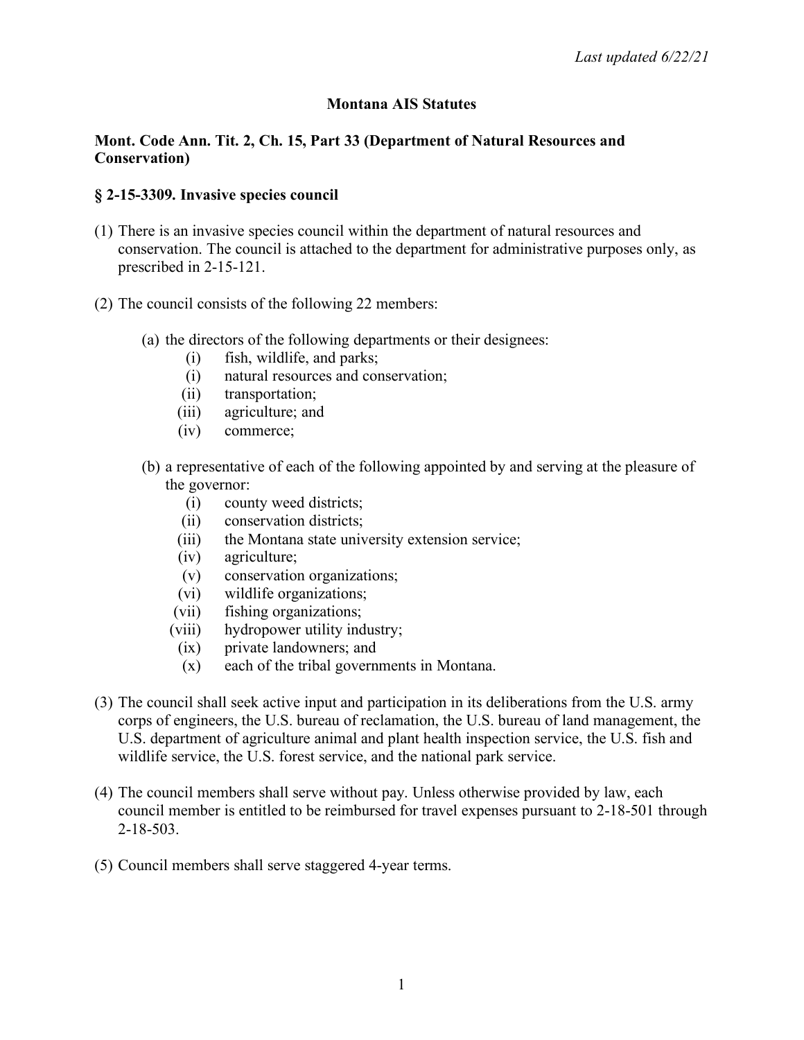*Last updated 6/22/21*

# Montana AIS Statutes

## Mont. Code Ann. Tit. 2, Ch. 15, Part 33 (Department of Natural Resources and Conservation)

### § 2-15-3309. Invasive species council

(1) There is an invasive species council within the department of natural resources and conservation. The council is attached to the department for administrative purposes only, as prescribed in 2-15-121.

(2) The council consists of the following 22 members:

   (a) the directors of the following departments or their designees:
      (i) fish, wildlife, and parks;
      (i) natural resources and conservation;
      (ii) transportation;
      (iii) agriculture; and
      (iv) commerce;

   (b) a representative of each of the following appointed by and serving at the pleasure of the governor:
      (i) county weed districts;
      (ii) conservation districts;
      (iii) the Montana state university extension service;
      (iv) agriculture;
      (v) conservation organizations;
      (vi) wildlife organizations;
      (vii) fishing organizations;
      (viii) hydropower utility industry;
      (ix) private landowners; and
      (x) each of the tribal governments in Montana.

(3) The council shall seek active input and participation in its deliberations from the U.S. army corps of engineers, the U.S. bureau of reclamation, the U.S. bureau of land management, the U.S. department of agriculture animal and plant health inspection service, the U.S. fish and wildlife service, the U.S. forest service, and the national park service.

(4) The council members shall serve without pay. Unless otherwise provided by law, each council member is entitled to be reimbursed for travel expenses pursuant to 2-18-501 through 2-18-503.

(5) Council members shall serve staggered 4-year terms.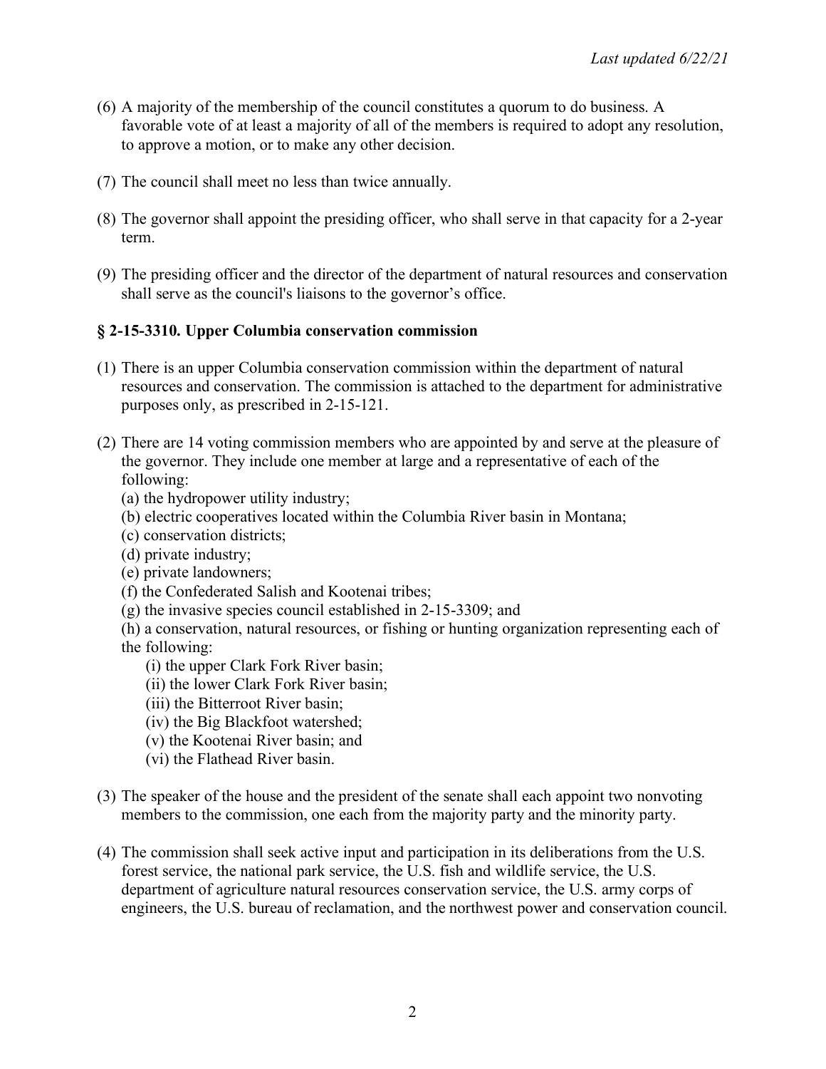(6) A majority of the membership of the council constitutes a quorum to do business. A favorable vote of at least a majority of all of the members is required to adopt any resolution, to approve a motion, or to make any other decision.

(7) The council shall meet no less than twice annually.

(8) The governor shall appoint the presiding officer, who shall serve in that capacity for a 2-year term.

(9) The presiding officer and the director of the department of natural resources and conservation shall serve as the council's liaisons to the governor's office.

### § 2-15-3310. Upper Columbia conservation commission

(1) There is an upper Columbia conservation commission within the department of natural resources and conservation. The commission is attached to the department for administrative purposes only, as prescribed in 2-15-121.

(2) There are 14 voting commission members who are appointed by and serve at the pleasure of the governor. They include one member at large and a representative of each of the following:

(a) the hydropower utility industry;
(b) electric cooperatives located within the Columbia River basin in Montana;
(c) conservation districts;
(d) private industry;
(e) private landowners;
(f) the Confederated Salish and Kootenai tribes;
(g) the invasive species council established in 2-15-3309; and
(h) a conservation, natural resources, or fishing or hunting organization representing each of the following:

- (i) the upper Clark Fork River basin;
- (ii) the lower Clark Fork River basin;
- (iii) the Bitterroot River basin;
- (iv) the Big Blackfoot watershed;
- (v) the Kootenai River basin; and
- (vi) the Flathead River basin.

(3) The speaker of the house and the president of the senate shall each appoint two nonvoting members to the commission, one each from the majority party and the minority party.

(4) The commission shall seek active input and participation in its deliberations from the U.S. forest service, the national park service, the U.S. fish and wildlife service, the U.S. department of agriculture natural resources conservation service, the U.S. army corps of engineers, the U.S. bureau of reclamation, and the northwest power and conservation council.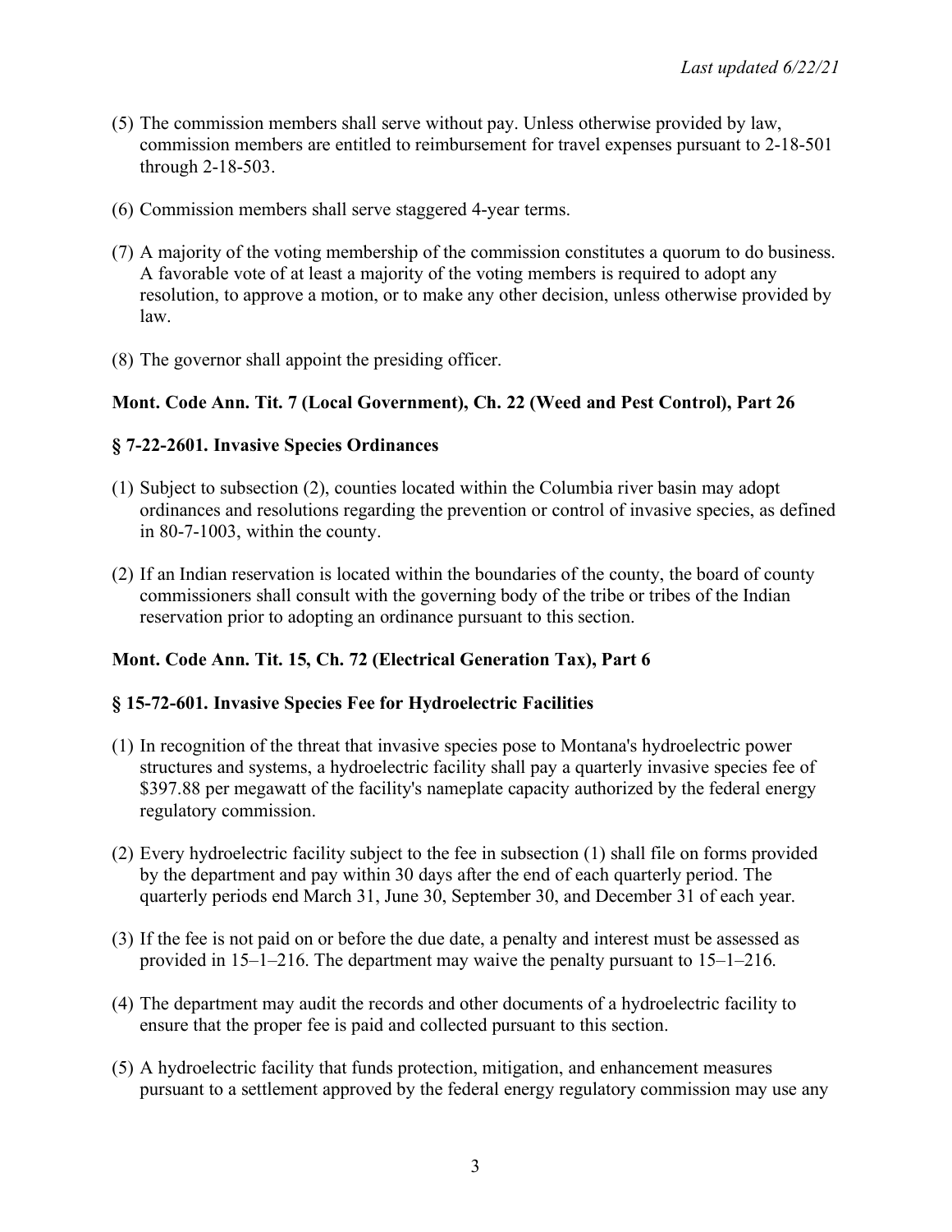(5) The commission members shall serve without pay. Unless otherwise provided by law, commission members are entitled to reimbursement for travel expenses pursuant to 2-18-501 through 2-18-503.

(6) Commission members shall serve staggered 4-year terms.

(7) A majority of the voting membership of the commission constitutes a quorum to do business. A favorable vote of at least a majority of the voting members is required to adopt any resolution, to approve a motion, or to make any other decision, unless otherwise provided by law.

(8) The governor shall appoint the presiding officer.

**Mont. Code Ann. Tit. 7 (Local Government), Ch. 22 (Weed and Pest Control), Part 26**

**§ 7-22-2601. Invasive Species Ordinances**

(1) Subject to subsection (2), counties located within the Columbia river basin may adopt ordinances and resolutions regarding the prevention or control of invasive species, as defined in 80-7-1003, within the county.

(2) If an Indian reservation is located within the boundaries of the county, the board of county commissioners shall consult with the governing body of the tribe or tribes of the Indian reservation prior to adopting an ordinance pursuant to this section.

**Mont. Code Ann. Tit. 15, Ch. 72 (Electrical Generation Tax), Part 6**

**§ 15-72-601. Invasive Species Fee for Hydroelectric Facilities**

(1) In recognition of the threat that invasive species pose to Montana's hydroelectric power structures and systems, a hydroelectric facility shall pay a quarterly invasive species fee of $397.88 per megawatt of the facility's nameplate capacity authorized by the federal energy regulatory commission.

(2) Every hydroelectric facility subject to the fee in subsection (1) shall file on forms provided by the department and pay within 30 days after the end of each quarterly period. The quarterly periods end March 31, June 30, September 30, and December 31 of each year.

(3) If the fee is not paid on or before the due date, a penalty and interest must be assessed as provided in 15–1–216. The department may waive the penalty pursuant to 15–1–216.

(4) The department may audit the records and other documents of a hydroelectric facility to ensure that the proper fee is paid and collected pursuant to this section.

(5) A hydroelectric facility that funds protection, mitigation, and enhancement measures pursuant to a settlement approved by the federal energy regulatory commission may use any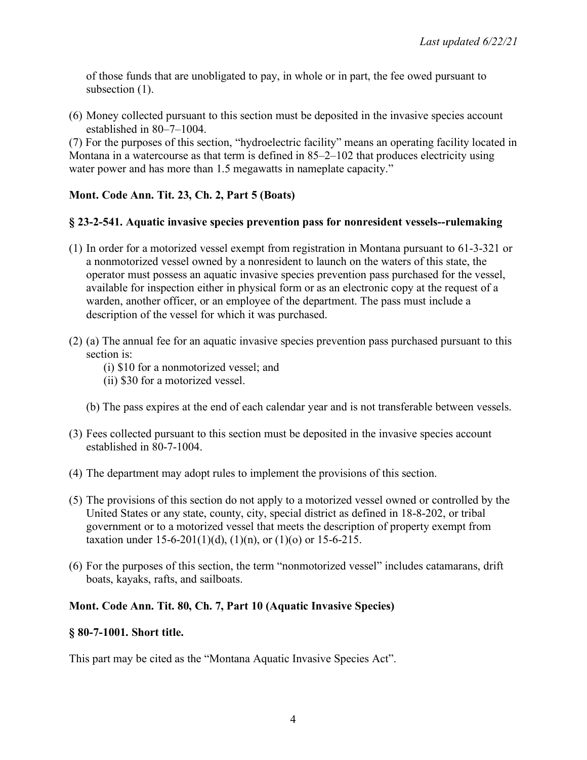of those funds that are unobligated to pay, in whole or in part, the fee owed pursuant to subsection (1).

(6) Money collected pursuant to this section must be deposited in the invasive species account established in 80–7–1004.

(7) For the purposes of this section, "hydroelectric facility" means an operating facility located in Montana in a watercourse as that term is defined in 85–2–102 that produces electricity using water power and has more than 1.5 megawatts in nameplate capacity."

**Mont. Code Ann. Tit. 23, Ch. 2, Part 5 (Boats)**

**§ 23-2-541. Aquatic invasive species prevention pass for nonresident vessels--rulemaking**

(1) In order for a motorized vessel exempt from registration in Montana pursuant to 61-3-321 or a nonmotorized vessel owned by a nonresident to launch on the waters of this state, the operator must possess an aquatic invasive species prevention pass purchased for the vessel, available for inspection either in physical form or as an electronic copy at the request of a warden, another officer, or an employee of the department. The pass must include a description of the vessel for which it was purchased.

(2) (a) The annual fee for an aquatic invasive species prevention pass purchased pursuant to this section is:

    (i) $10 for a nonmotorized vessel; and

    (ii) $30 for a motorized vessel.

  (b) The pass expires at the end of each calendar year and is not transferable between vessels.

(3) Fees collected pursuant to this section must be deposited in the invasive species account established in 80-7-1004.

(4) The department may adopt rules to implement the provisions of this section.

(5) The provisions of this section do not apply to a motorized vessel owned or controlled by the United States or any state, county, city, special district as defined in 18-8-202, or tribal government or to a motorized vessel that meets the description of property exempt from taxation under 15-6-201(1)(d), (1)(n), or (1)(o) or 15-6-215.

(6) For the purposes of this section, the term "nonmotorized vessel" includes catamarans, drift boats, kayaks, rafts, and sailboats.

**Mont. Code Ann. Tit. 80, Ch. 7, Part 10 (Aquatic Invasive Species)**

**§ 80-7-1001. Short title.**

This part may be cited as the "Montana Aquatic Invasive Species Act".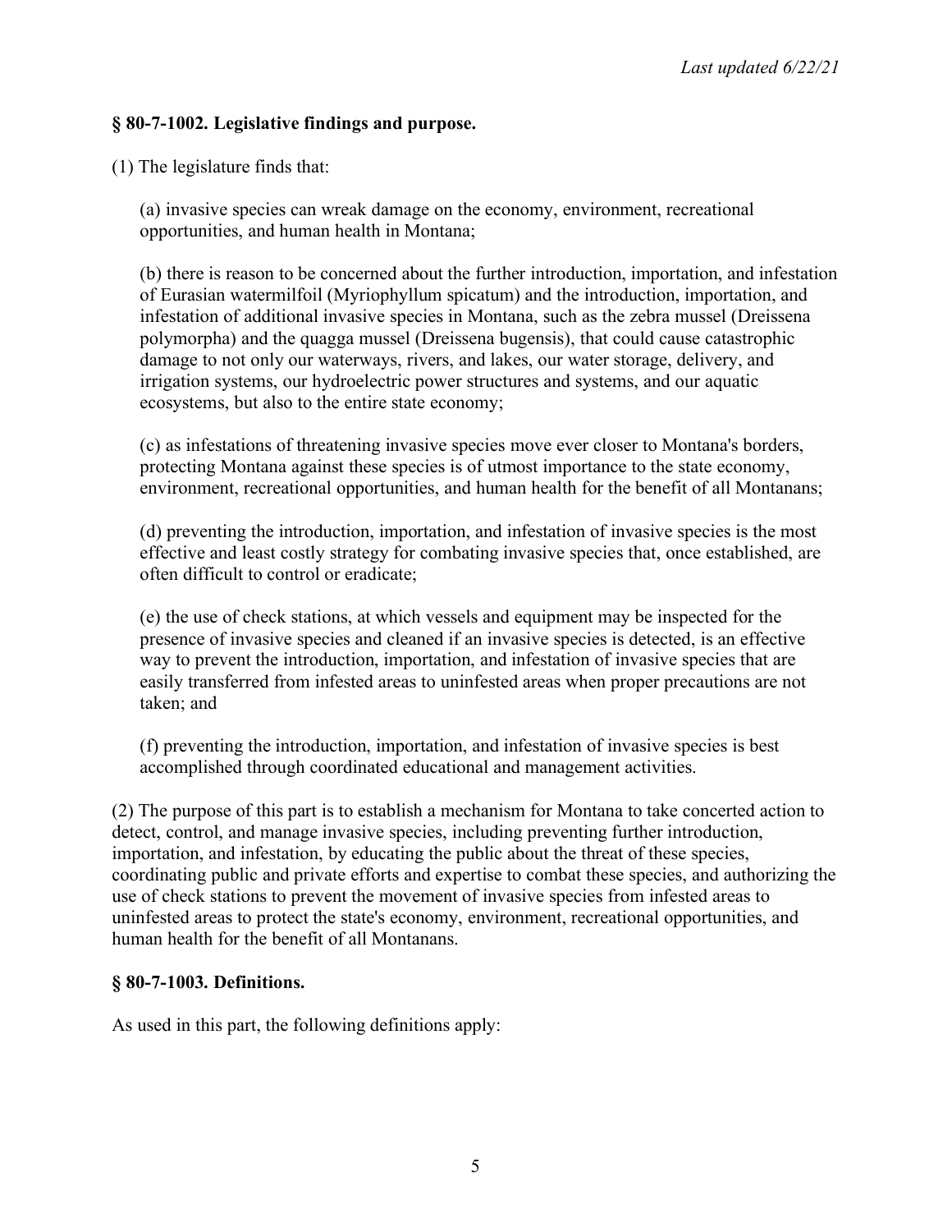### § 80-7-1002. Legislative findings and purpose.

(1) The legislature finds that:

(a) invasive species can wreak damage on the economy, environment, recreational opportunities, and human health in Montana;

(b) there is reason to be concerned about the further introduction, importation, and infestation of Eurasian watermilfoil (Myriophyllum spicatum) and the introduction, importation, and infestation of additional invasive species in Montana, such as the zebra mussel (Dreissena polymorpha) and the quagga mussel (Dreissena bugensis), that could cause catastrophic damage to not only our waterways, rivers, and lakes, our water storage, delivery, and irrigation systems, our hydroelectric power structures and systems, and our aquatic ecosystems, but also to the entire state economy;

(c) as infestations of threatening invasive species move ever closer to Montana's borders, protecting Montana against these species is of utmost importance to the state economy, environment, recreational opportunities, and human health for the benefit of all Montanans;

(d) preventing the introduction, importation, and infestation of invasive species is the most effective and least costly strategy for combating invasive species that, once established, are often difficult to control or eradicate;

(e) the use of check stations, at which vessels and equipment may be inspected for the presence of invasive species and cleaned if an invasive species is detected, is an effective way to prevent the introduction, importation, and infestation of invasive species that are easily transferred from infested areas to uninfested areas when proper precautions are not taken; and

(f) preventing the introduction, importation, and infestation of invasive species is best accomplished through coordinated educational and management activities.

(2) The purpose of this part is to establish a mechanism for Montana to take concerted action to detect, control, and manage invasive species, including preventing further introduction, importation, and infestation, by educating the public about the threat of these species, coordinating public and private efforts and expertise to combat these species, and authorizing the use of check stations to prevent the movement of invasive species from infested areas to uninfested areas to protect the state's economy, environment, recreational opportunities, and human health for the benefit of all Montanans.

### § 80-7-1003. Definitions.

As used in this part, the following definitions apply: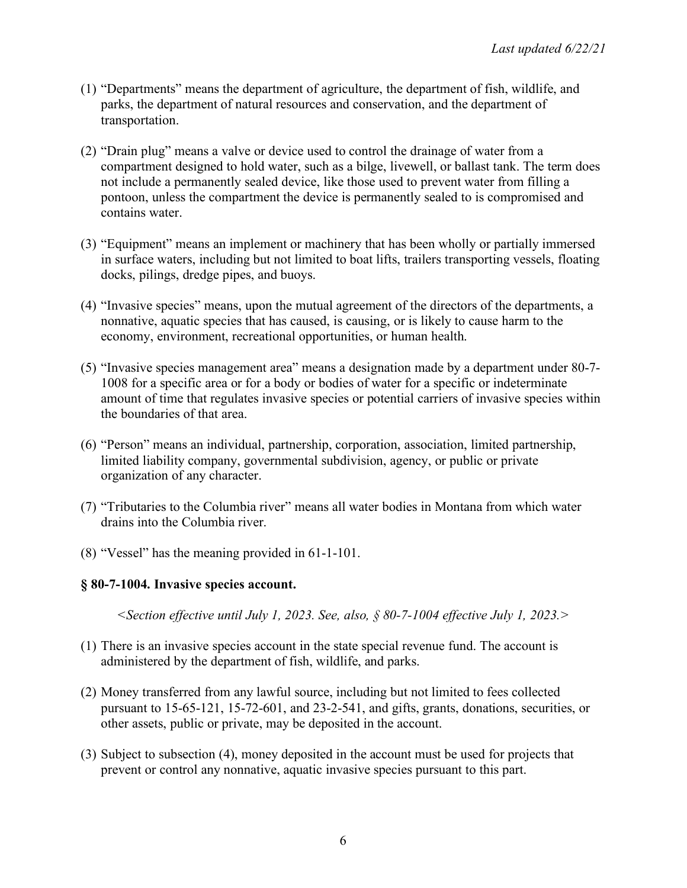(1) "Departments" means the department of agriculture, the department of fish, wildlife, and parks, the department of natural resources and conservation, and the department of transportation.

(2) "Drain plug" means a valve or device used to control the drainage of water from a compartment designed to hold water, such as a bilge, livewell, or ballast tank. The term does not include a permanently sealed device, like those used to prevent water from filling a pontoon, unless the compartment the device is permanently sealed to is compromised and contains water.

(3) "Equipment" means an implement or machinery that has been wholly or partially immersed in surface waters, including but not limited to boat lifts, trailers transporting vessels, floating docks, pilings, dredge pipes, and buoys.

(4) "Invasive species" means, upon the mutual agreement of the directors of the departments, a nonnative, aquatic species that has caused, is causing, or is likely to cause harm to the economy, environment, recreational opportunities, or human health.

(5) "Invasive species management area" means a designation made by a department under 80-7-1008 for a specific area or for a body or bodies of water for a specific or indeterminate amount of time that regulates invasive species or potential carriers of invasive species within the boundaries of that area.

(6) "Person" means an individual, partnership, corporation, association, limited partnership, limited liability company, governmental subdivision, agency, or public or private organization of any character.

(7) "Tributaries to the Columbia river" means all water bodies in Montana from which water drains into the Columbia river.

(8) "Vessel" has the meaning provided in 61-1-101.

### § 80-7-1004. Invasive species account.

*<Section effective until July 1, 2023. See, also, § 80-7-1004 effective July 1, 2023.>*

(1) There is an invasive species account in the state special revenue fund. The account is administered by the department of fish, wildlife, and parks.

(2) Money transferred from any lawful source, including but not limited to fees collected pursuant to 15-65-121, 15-72-601, and 23-2-541, and gifts, grants, donations, securities, or other assets, public or private, may be deposited in the account.

(3) Subject to subsection (4), money deposited in the account must be used for projects that prevent or control any nonnative, aquatic invasive species pursuant to this part.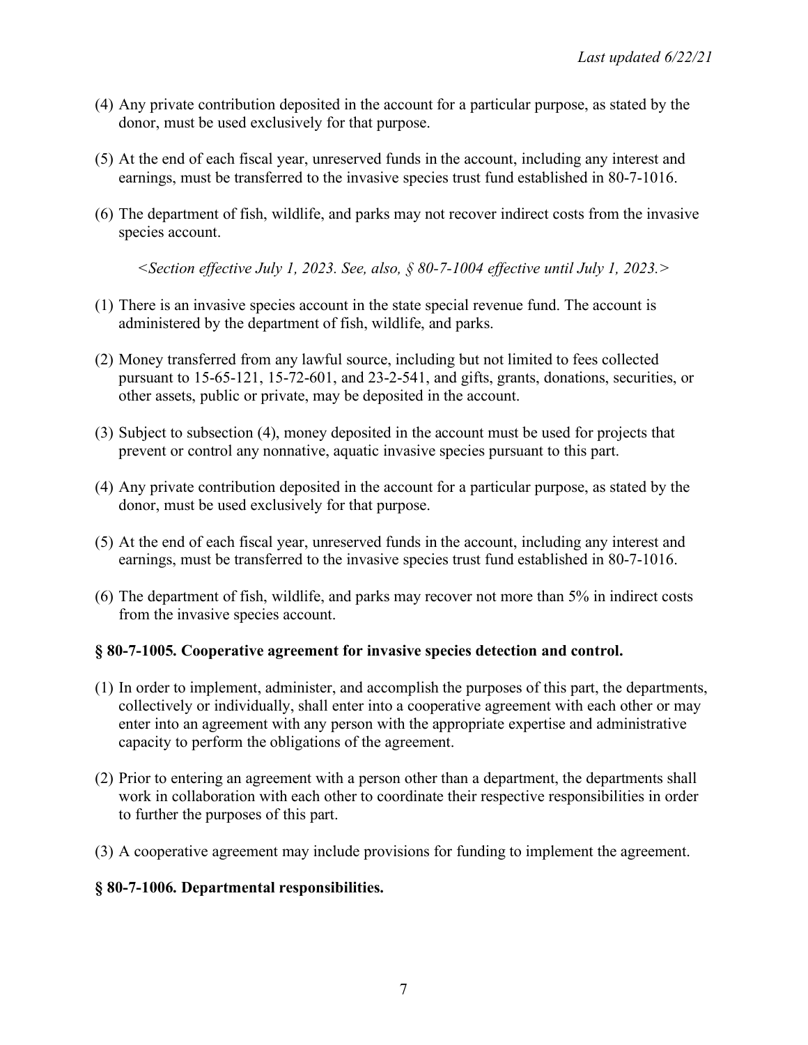(4) Any private contribution deposited in the account for a particular purpose, as stated by the donor, must be used exclusively for that purpose.

(5) At the end of each fiscal year, unreserved funds in the account, including any interest and earnings, must be transferred to the invasive species trust fund established in 80-7-1016.

(6) The department of fish, wildlife, and parks may not recover indirect costs from the invasive species account.

*<Section effective July 1, 2023. See, also, § 80-7-1004 effective until July 1, 2023.>*

(1) There is an invasive species account in the state special revenue fund. The account is administered by the department of fish, wildlife, and parks.

(2) Money transferred from any lawful source, including but not limited to fees collected pursuant to 15-65-121, 15-72-601, and 23-2-541, and gifts, grants, donations, securities, or other assets, public or private, may be deposited in the account.

(3) Subject to subsection (4), money deposited in the account must be used for projects that prevent or control any nonnative, aquatic invasive species pursuant to this part.

(4) Any private contribution deposited in the account for a particular purpose, as stated by the donor, must be used exclusively for that purpose.

(5) At the end of each fiscal year, unreserved funds in the account, including any interest and earnings, must be transferred to the invasive species trust fund established in 80-7-1016.

(6) The department of fish, wildlife, and parks may recover not more than 5% in indirect costs from the invasive species account.

### § 80-7-1005. Cooperative agreement for invasive species detection and control.

(1) In order to implement, administer, and accomplish the purposes of this part, the departments, collectively or individually, shall enter into a cooperative agreement with each other or may enter into an agreement with any person with the appropriate expertise and administrative capacity to perform the obligations of the agreement.

(2) Prior to entering an agreement with a person other than a department, the departments shall work in collaboration with each other to coordinate their respective responsibilities in order to further the purposes of this part.

(3) A cooperative agreement may include provisions for funding to implement the agreement.

### § 80-7-1006. Departmental responsibilities.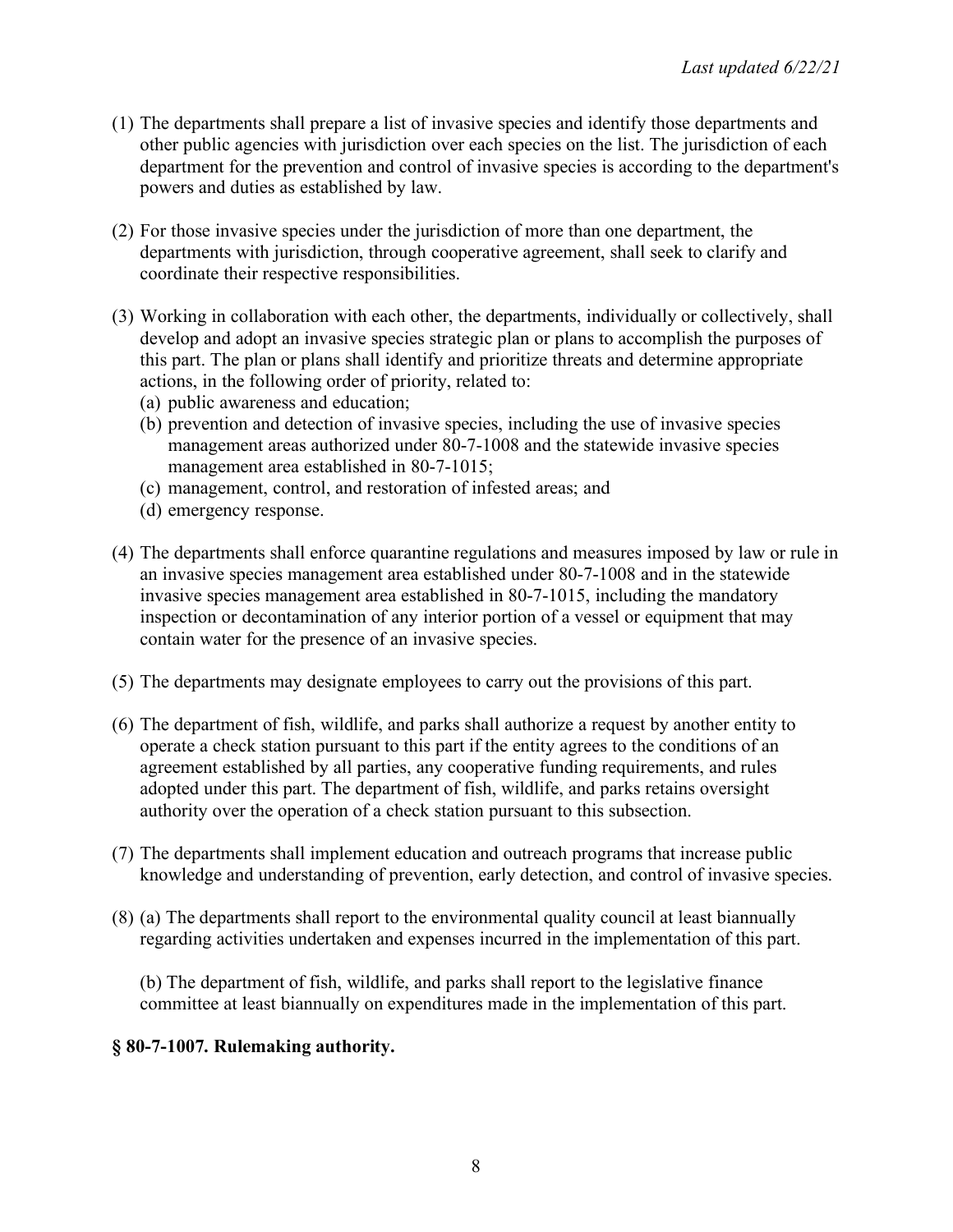(1) The departments shall prepare a list of invasive species and identify those departments and other public agencies with jurisdiction over each species on the list. The jurisdiction of each department for the prevention and control of invasive species is according to the department's powers and duties as established by law.

(2) For those invasive species under the jurisdiction of more than one department, the departments with jurisdiction, through cooperative agreement, shall seek to clarify and coordinate their respective responsibilities.

(3) Working in collaboration with each other, the departments, individually or collectively, shall develop and adopt an invasive species strategic plan or plans to accomplish the purposes of this part. The plan or plans shall identify and prioritize threats and determine appropriate actions, in the following order of priority, related to:
   (a) public awareness and education;
   (b) prevention and detection of invasive species, including the use of invasive species management areas authorized under 80-7-1008 and the statewide invasive species management area established in 80-7-1015;
   (c) management, control, and restoration of infested areas; and
   (d) emergency response.

(4) The departments shall enforce quarantine regulations and measures imposed by law or rule in an invasive species management area established under 80-7-1008 and in the statewide invasive species management area established in 80-7-1015, including the mandatory inspection or decontamination of any interior portion of a vessel or equipment that may contain water for the presence of an invasive species.

(5) The departments may designate employees to carry out the provisions of this part.

(6) The department of fish, wildlife, and parks shall authorize a request by another entity to operate a check station pursuant to this part if the entity agrees to the conditions of an agreement established by all parties, any cooperative funding requirements, and rules adopted under this part. The department of fish, wildlife, and parks retains oversight authority over the operation of a check station pursuant to this subsection.

(7) The departments shall implement education and outreach programs that increase public knowledge and understanding of prevention, early detection, and control of invasive species.

(8) (a) The departments shall report to the environmental quality council at least biannually regarding activities undertaken and expenses incurred in the implementation of this part.

   (b) The department of fish, wildlife, and parks shall report to the legislative finance committee at least biannually on expenditures made in the implementation of this part.

**§ 80-7-1007. Rulemaking authority.**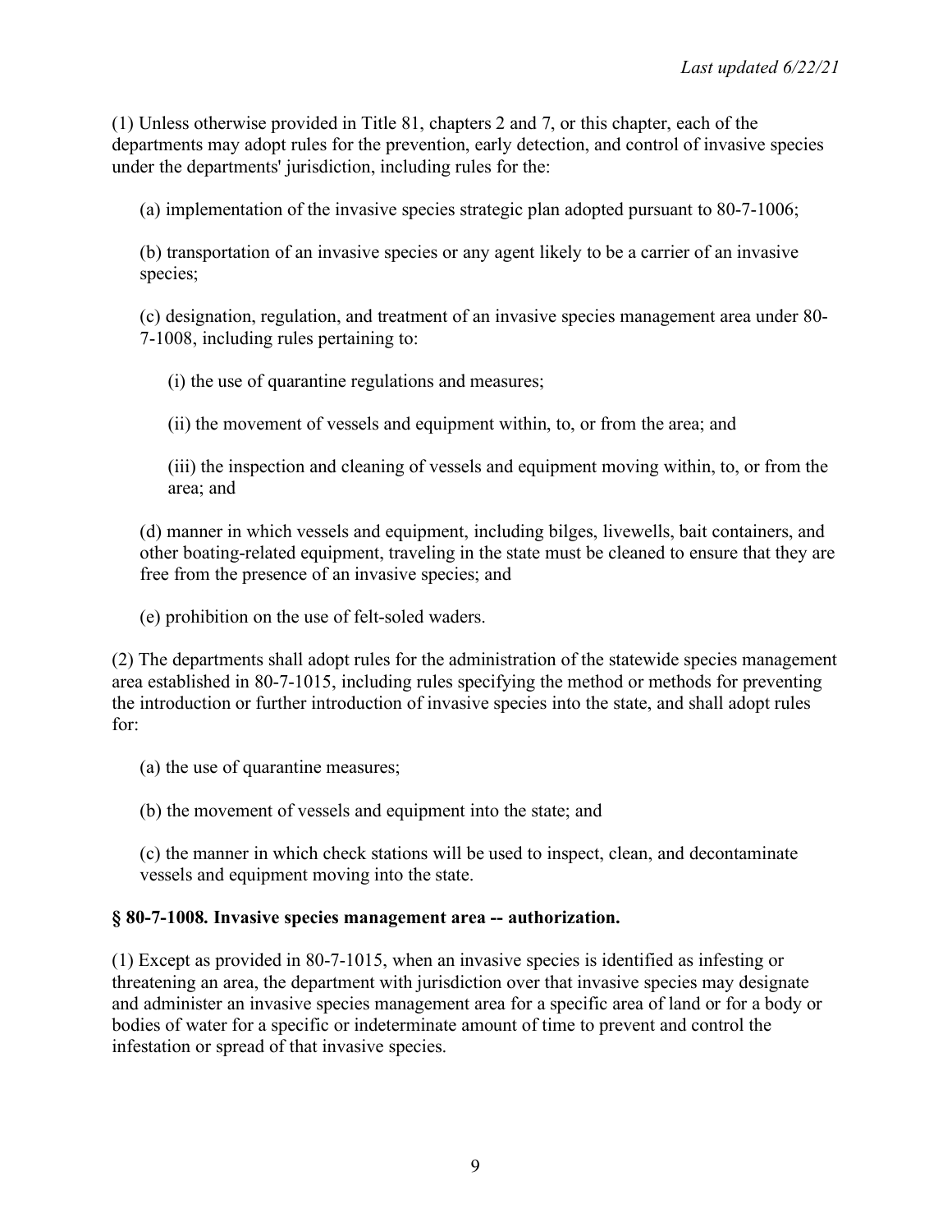(1) Unless otherwise provided in Title 81, chapters 2 and 7, or this chapter, each of the departments may adopt rules for the prevention, early detection, and control of invasive species under the departments' jurisdiction, including rules for the:

(a) implementation of the invasive species strategic plan adopted pursuant to 80-7-1006;

(b) transportation of an invasive species or any agent likely to be a carrier of an invasive species;

(c) designation, regulation, and treatment of an invasive species management area under 80-7-1008, including rules pertaining to:

(i) the use of quarantine regulations and measures;

(ii) the movement of vessels and equipment within, to, or from the area; and

(iii) the inspection and cleaning of vessels and equipment moving within, to, or from the area; and

(d) manner in which vessels and equipment, including bilges, livewells, bait containers, and other boating-related equipment, traveling in the state must be cleaned to ensure that they are free from the presence of an invasive species; and

(e) prohibition on the use of felt-soled waders.

(2) The departments shall adopt rules for the administration of the statewide species management area established in 80-7-1015, including rules specifying the method or methods for preventing the introduction or further introduction of invasive species into the state, and shall adopt rules for:

(a) the use of quarantine measures;

(b) the movement of vessels and equipment into the state; and

(c) the manner in which check stations will be used to inspect, clean, and decontaminate vessels and equipment moving into the state.

### § 80-7-1008. Invasive species management area -- authorization.

(1) Except as provided in 80-7-1015, when an invasive species is identified as infesting or threatening an area, the department with jurisdiction over that invasive species may designate and administer an invasive species management area for a specific area of land or for a body or bodies of water for a specific or indeterminate amount of time to prevent and control the infestation or spread of that invasive species.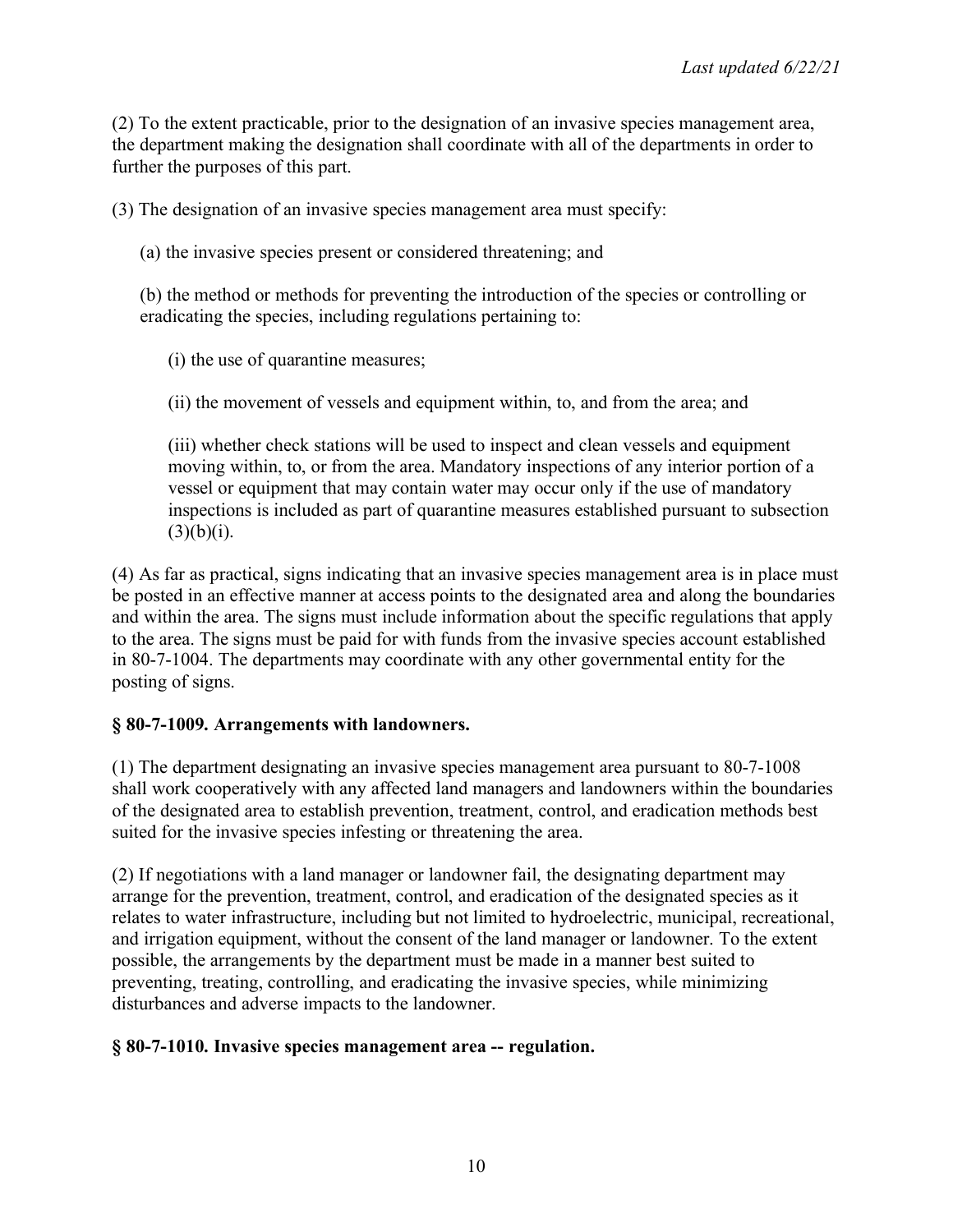(2) To the extent practicable, prior to the designation of an invasive species management area, the department making the designation shall coordinate with all of the departments in order to further the purposes of this part.

(3) The designation of an invasive species management area must specify:

(a) the invasive species present or considered threatening; and

(b) the method or methods for preventing the introduction of the species or controlling or eradicating the species, including regulations pertaining to:

(i) the use of quarantine measures;

(ii) the movement of vessels and equipment within, to, and from the area; and

(iii) whether check stations will be used to inspect and clean vessels and equipment moving within, to, or from the area. Mandatory inspections of any interior portion of a vessel or equipment that may contain water may occur only if the use of mandatory inspections is included as part of quarantine measures established pursuant to subsection (3)(b)(i).

(4) As far as practical, signs indicating that an invasive species management area is in place must be posted in an effective manner at access points to the designated area and along the boundaries and within the area. The signs must include information about the specific regulations that apply to the area. The signs must be paid for with funds from the invasive species account established in 80-7-1004. The departments may coordinate with any other governmental entity for the posting of signs.

### § 80-7-1009. Arrangements with landowners.

(1) The department designating an invasive species management area pursuant to 80-7-1008 shall work cooperatively with any affected land managers and landowners within the boundaries of the designated area to establish prevention, treatment, control, and eradication methods best suited for the invasive species infesting or threatening the area.

(2) If negotiations with a land manager or landowner fail, the designating department may arrange for the prevention, treatment, control, and eradication of the designated species as it relates to water infrastructure, including but not limited to hydroelectric, municipal, recreational, and irrigation equipment, without the consent of the land manager or landowner. To the extent possible, the arrangements by the department must be made in a manner best suited to preventing, treating, controlling, and eradicating the invasive species, while minimizing disturbances and adverse impacts to the landowner.

### § 80-7-1010. Invasive species management area -- regulation.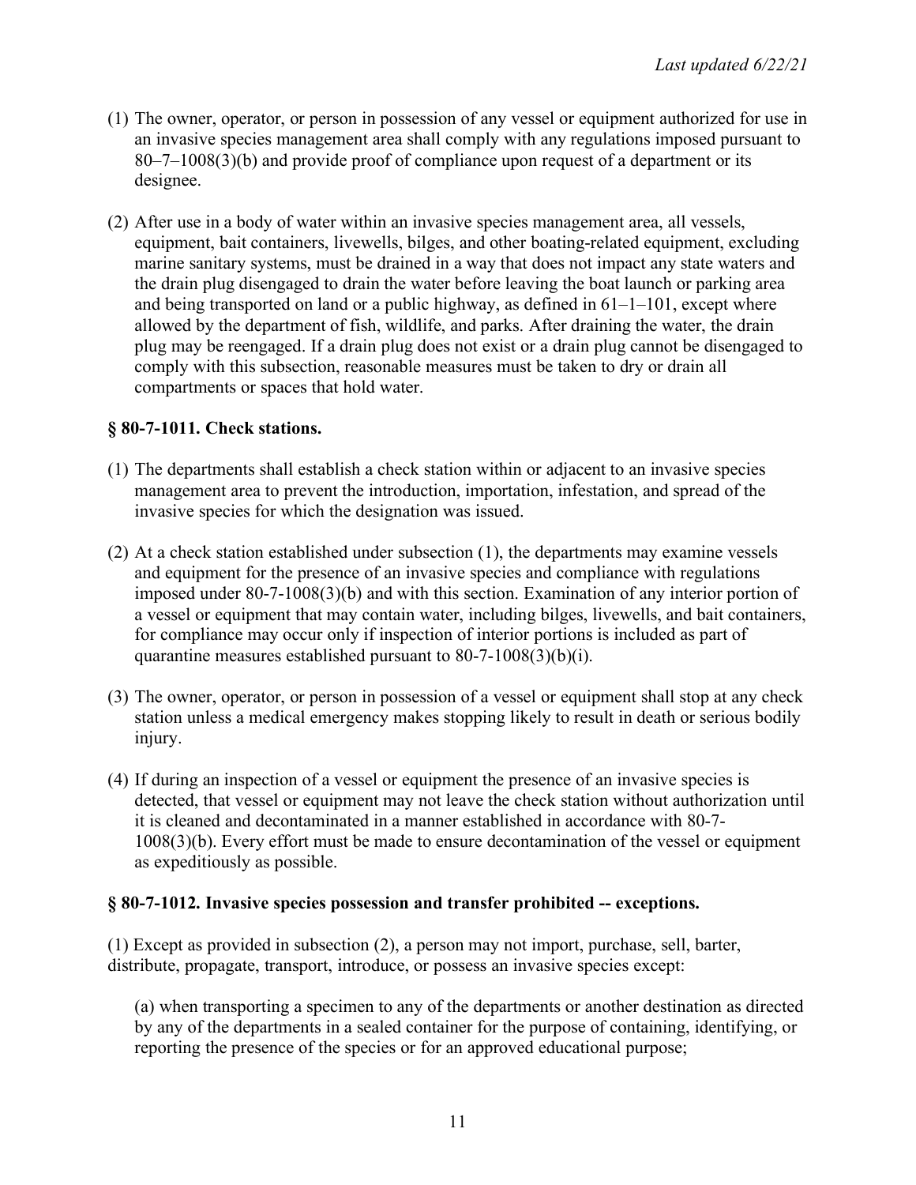(1) The owner, operator, or person in possession of any vessel or equipment authorized for use in an invasive species management area shall comply with any regulations imposed pursuant to 80–7–1008(3)(b) and provide proof of compliance upon request of a department or its designee.

(2) After use in a body of water within an invasive species management area, all vessels, equipment, bait containers, livewells, bilges, and other boating-related equipment, excluding marine sanitary systems, must be drained in a way that does not impact any state waters and the drain plug disengaged to drain the water before leaving the boat launch or parking area and being transported on land or a public highway, as defined in 61–1–101, except where allowed by the department of fish, wildlife, and parks. After draining the water, the drain plug may be reengaged. If a drain plug does not exist or a drain plug cannot be disengaged to comply with this subsection, reasonable measures must be taken to dry or drain all compartments or spaces that hold water.

### § 80-7-1011. Check stations.

(1) The departments shall establish a check station within or adjacent to an invasive species management area to prevent the introduction, importation, infestation, and spread of the invasive species for which the designation was issued.

(2) At a check station established under subsection (1), the departments may examine vessels and equipment for the presence of an invasive species and compliance with regulations imposed under 80-7-1008(3)(b) and with this section. Examination of any interior portion of a vessel or equipment that may contain water, including bilges, livewells, and bait containers, for compliance may occur only if inspection of interior portions is included as part of quarantine measures established pursuant to 80-7-1008(3)(b)(i).

(3) The owner, operator, or person in possession of a vessel or equipment shall stop at any check station unless a medical emergency makes stopping likely to result in death or serious bodily injury.

(4) If during an inspection of a vessel or equipment the presence of an invasive species is detected, that vessel or equipment may not leave the check station without authorization until it is cleaned and decontaminated in a manner established in accordance with 80-7-1008(3)(b). Every effort must be made to ensure decontamination of the vessel or equipment as expeditiously as possible.

### § 80-7-1012. Invasive species possession and transfer prohibited -- exceptions.

(1) Except as provided in subsection (2), a person may not import, purchase, sell, barter, distribute, propagate, transport, introduce, or possess an invasive species except:

(a) when transporting a specimen to any of the departments or another destination as directed by any of the departments in a sealed container for the purpose of containing, identifying, or reporting the presence of the species or for an approved educational purpose;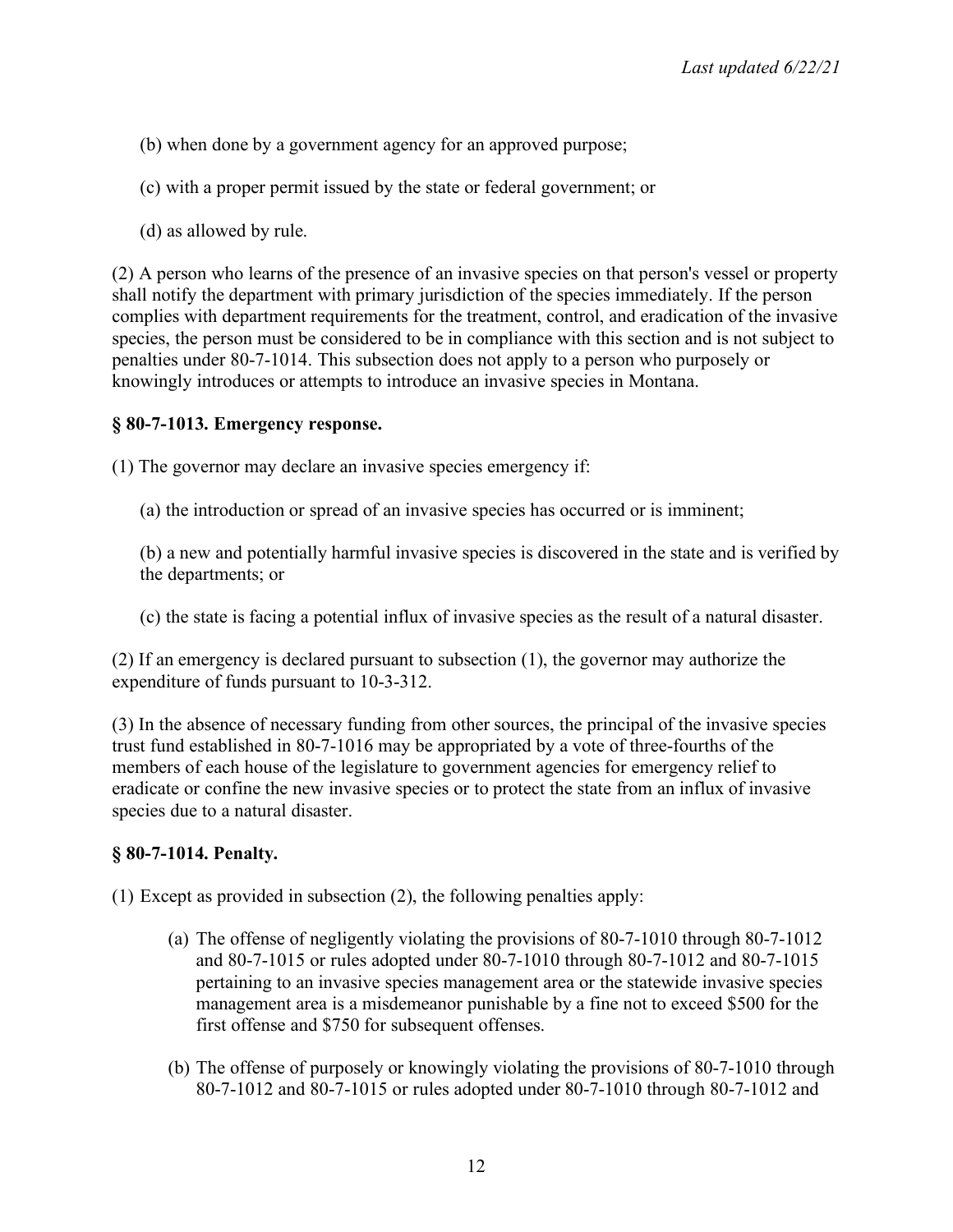(b) when done by a government agency for an approved purpose;

(c) with a proper permit issued by the state or federal government; or

(d) as allowed by rule.

(2) A person who learns of the presence of an invasive species on that person's vessel or property shall notify the department with primary jurisdiction of the species immediately. If the person complies with department requirements for the treatment, control, and eradication of the invasive species, the person must be considered to be in compliance with this section and is not subject to penalties under 80-7-1014. This subsection does not apply to a person who purposely or knowingly introduces or attempts to introduce an invasive species in Montana.

### § 80-7-1013. Emergency response.

(1) The governor may declare an invasive species emergency if:

(a) the introduction or spread of an invasive species has occurred or is imminent;

(b) a new and potentially harmful invasive species is discovered in the state and is verified by the departments; or

(c) the state is facing a potential influx of invasive species as the result of a natural disaster.

(2) If an emergency is declared pursuant to subsection (1), the governor may authorize the expenditure of funds pursuant to 10-3-312.

(3) In the absence of necessary funding from other sources, the principal of the invasive species trust fund established in 80-7-1016 may be appropriated by a vote of three-fourths of the members of each house of the legislature to government agencies for emergency relief to eradicate or confine the new invasive species or to protect the state from an influx of invasive species due to a natural disaster.

### § 80-7-1014. Penalty.

(1) Except as provided in subsection (2), the following penalties apply:

(a) The offense of negligently violating the provisions of 80-7-1010 through 80-7-1012 and 80-7-1015 or rules adopted under 80-7-1010 through 80-7-1012 and 80-7-1015 pertaining to an invasive species management area or the statewide invasive species management area is a misdemeanor punishable by a fine not to exceed $500 for the first offense and $750 for subsequent offenses.

(b) The offense of purposely or knowingly violating the provisions of 80-7-1010 through 80-7-1012 and 80-7-1015 or rules adopted under 80-7-1010 through 80-7-1012 and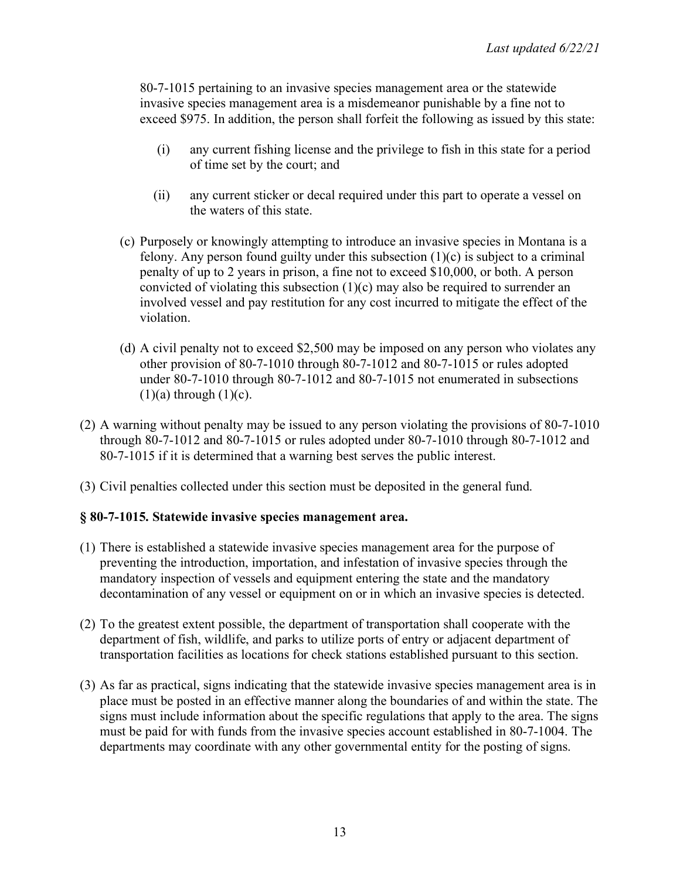80-7-1015 pertaining to an invasive species management area or the statewide invasive species management area is a misdemeanor punishable by a fine not to exceed $975. In addition, the person shall forfeit the following as issued by this state:

   (i) any current fishing license and the privilege to fish in this state for a period of time set by the court; and

   (ii) any current sticker or decal required under this part to operate a vessel on the waters of this state.

(c) Purposely or knowingly attempting to introduce an invasive species in Montana is a felony. Any person found guilty under this subsection (1)(c) is subject to a criminal penalty of up to 2 years in prison, a fine not to exceed $10,000, or both. A person convicted of violating this subsection (1)(c) may also be required to surrender an involved vessel and pay restitution for any cost incurred to mitigate the effect of the violation.

(d) A civil penalty not to exceed $2,500 may be imposed on any person who violates any other provision of 80-7-1010 through 80-7-1012 and 80-7-1015 or rules adopted under 80-7-1010 through 80-7-1012 and 80-7-1015 not enumerated in subsections (1)(a) through (1)(c).

(2) A warning without penalty may be issued to any person violating the provisions of 80-7-1010 through 80-7-1012 and 80-7-1015 or rules adopted under 80-7-1010 through 80-7-1012 and 80-7-1015 if it is determined that a warning best serves the public interest.

(3) Civil penalties collected under this section must be deposited in the general fund.

### § 80-7-1015. Statewide invasive species management area.

(1) There is established a statewide invasive species management area for the purpose of preventing the introduction, importation, and infestation of invasive species through the mandatory inspection of vessels and equipment entering the state and the mandatory decontamination of any vessel or equipment on or in which an invasive species is detected.

(2) To the greatest extent possible, the department of transportation shall cooperate with the department of fish, wildlife, and parks to utilize ports of entry or adjacent department of transportation facilities as locations for check stations established pursuant to this section.

(3) As far as practical, signs indicating that the statewide invasive species management area is in place must be posted in an effective manner along the boundaries of and within the state. The signs must include information about the specific regulations that apply to the area. The signs must be paid for with funds from the invasive species account established in 80-7-1004. The departments may coordinate with any other governmental entity for the posting of signs.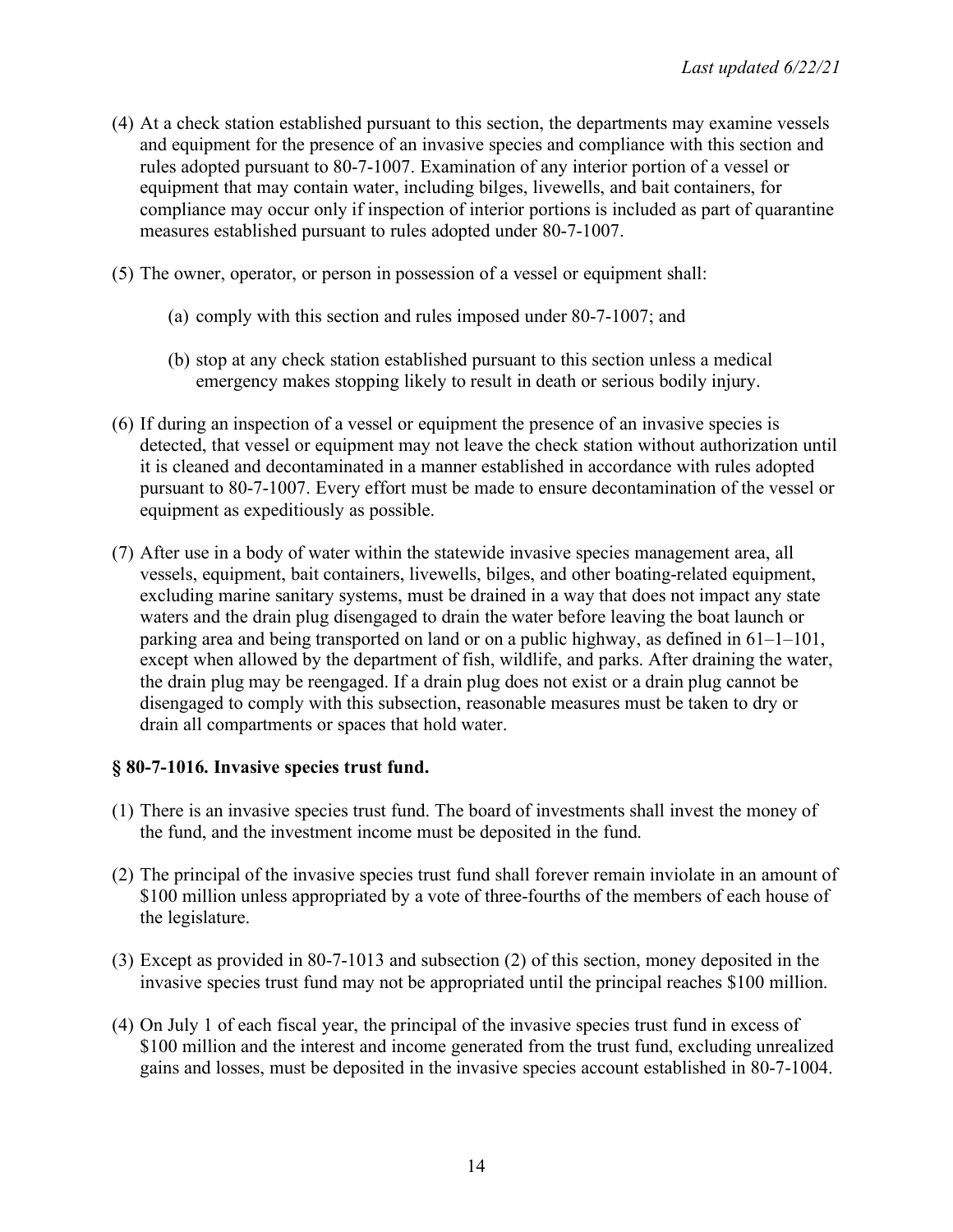(4) At a check station established pursuant to this section, the departments may examine vessels and equipment for the presence of an invasive species and compliance with this section and rules adopted pursuant to 80-7-1007. Examination of any interior portion of a vessel or equipment that may contain water, including bilges, livewells, and bait containers, for compliance may occur only if inspection of interior portions is included as part of quarantine measures established pursuant to rules adopted under 80-7-1007.

(5) The owner, operator, or person in possession of a vessel or equipment shall:

> (a) comply with this section and rules imposed under 80-7-1007; and
>
> (b) stop at any check station established pursuant to this section unless a medical emergency makes stopping likely to result in death or serious bodily injury.

(6) If during an inspection of a vessel or equipment the presence of an invasive species is detected, that vessel or equipment may not leave the check station without authorization until it is cleaned and decontaminated in a manner established in accordance with rules adopted pursuant to 80-7-1007. Every effort must be made to ensure decontamination of the vessel or equipment as expeditiously as possible.

(7) After use in a body of water within the statewide invasive species management area, all vessels, equipment, bait containers, livewells, bilges, and other boating-related equipment, excluding marine sanitary systems, must be drained in a way that does not impact any state waters and the drain plug disengaged to drain the water before leaving the boat launch or parking area and being transported on land or on a public highway, as defined in 61–1–101, except when allowed by the department of fish, wildlife, and parks. After draining the water, the drain plug may be reengaged. If a drain plug does not exist or a drain plug cannot be disengaged to comply with this subsection, reasonable measures must be taken to dry or drain all compartments or spaces that hold water.

### § 80-7-1016. Invasive species trust fund.

(1) There is an invasive species trust fund. The board of investments shall invest the money of the fund, and the investment income must be deposited in the fund.

(2) The principal of the invasive species trust fund shall forever remain inviolate in an amount of $100 million unless appropriated by a vote of three-fourths of the members of each house of the legislature.

(3) Except as provided in 80-7-1013 and subsection (2) of this section, money deposited in the invasive species trust fund may not be appropriated until the principal reaches $100 million.

(4) On July 1 of each fiscal year, the principal of the invasive species trust fund in excess of $100 million and the interest and income generated from the trust fund, excluding unrealized gains and losses, must be deposited in the invasive species account established in 80-7-1004.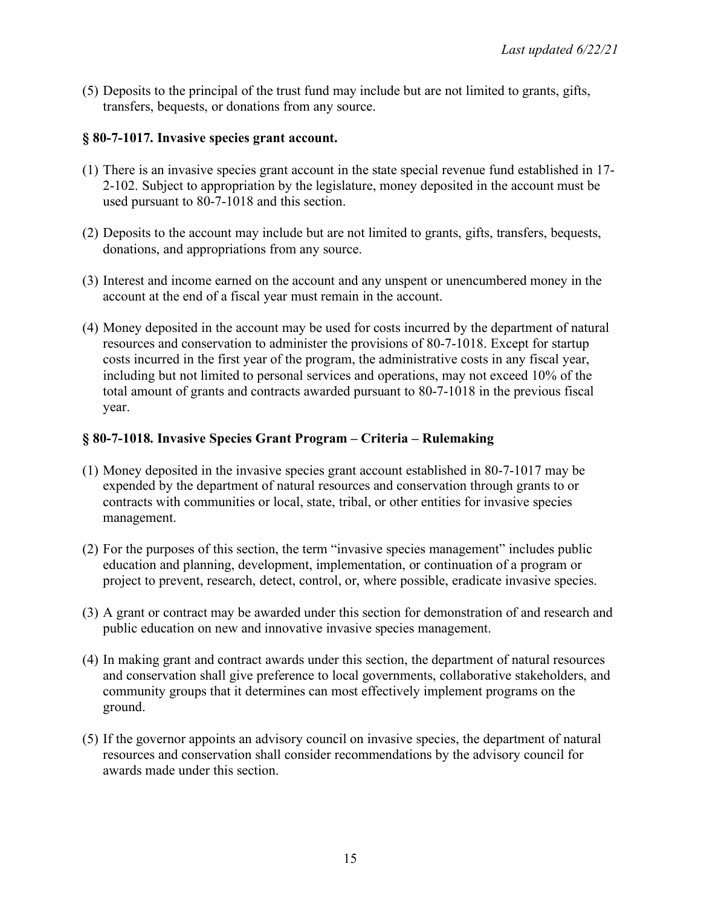(5) Deposits to the principal of the trust fund may include but are not limited to grants, gifts, transfers, bequests, or donations from any source.

### § 80-7-1017. Invasive species grant account.

(1) There is an invasive species grant account in the state special revenue fund established in 17-2-102. Subject to appropriation by the legislature, money deposited in the account must be used pursuant to 80-7-1018 and this section.

(2) Deposits to the account may include but are not limited to grants, gifts, transfers, bequests, donations, and appropriations from any source.

(3) Interest and income earned on the account and any unspent or unencumbered money in the account at the end of a fiscal year must remain in the account.

(4) Money deposited in the account may be used for costs incurred by the department of natural resources and conservation to administer the provisions of 80-7-1018. Except for startup costs incurred in the first year of the program, the administrative costs in any fiscal year, including but not limited to personal services and operations, may not exceed 10% of the total amount of grants and contracts awarded pursuant to 80-7-1018 in the previous fiscal year.

### § 80-7-1018. Invasive Species Grant Program – Criteria – Rulemaking

(1) Money deposited in the invasive species grant account established in 80-7-1017 may be expended by the department of natural resources and conservation through grants to or contracts with communities or local, state, tribal, or other entities for invasive species management.

(2) For the purposes of this section, the term "invasive species management" includes public education and planning, development, implementation, or continuation of a program or project to prevent, research, detect, control, or, where possible, eradicate invasive species.

(3) A grant or contract may be awarded under this section for demonstration of and research and public education on new and innovative invasive species management.

(4) In making grant and contract awards under this section, the department of natural resources and conservation shall give preference to local governments, collaborative stakeholders, and community groups that it determines can most effectively implement programs on the ground.

(5) If the governor appoints an advisory council on invasive species, the department of natural resources and conservation shall consider recommendations by the advisory council for awards made under this section.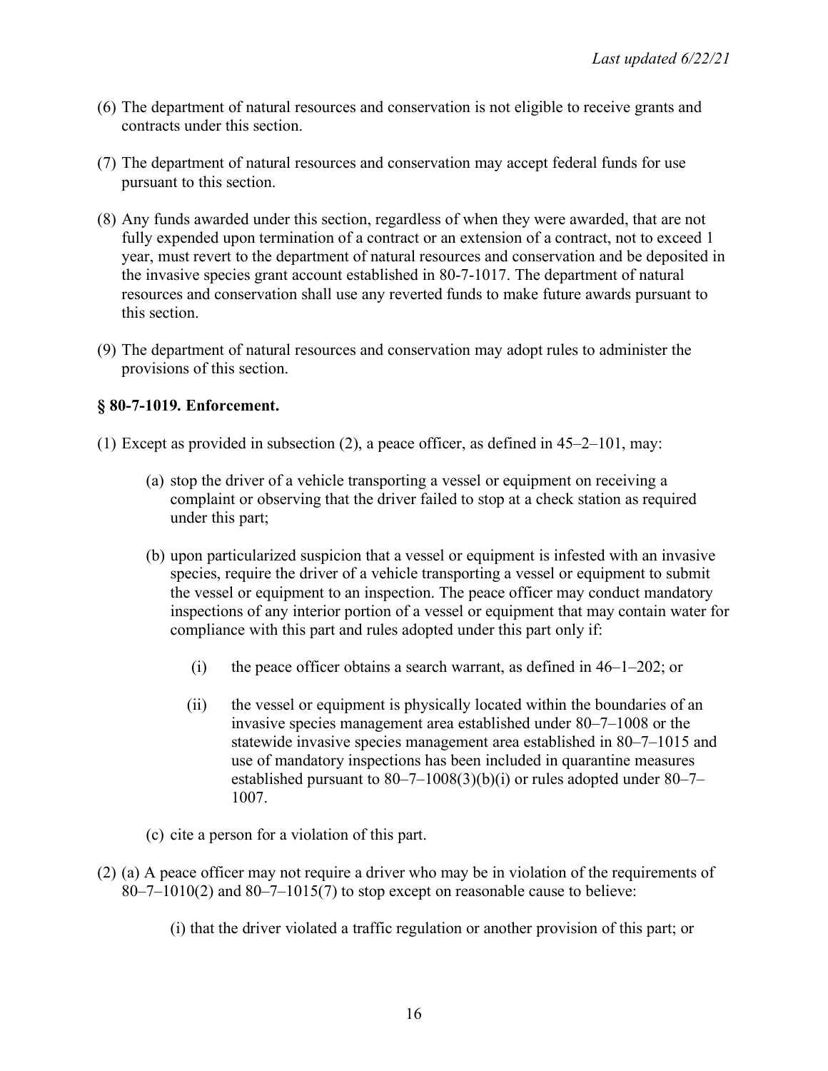(6) The department of natural resources and conservation is not eligible to receive grants and contracts under this section.

(7) The department of natural resources and conservation may accept federal funds for use pursuant to this section.

(8) Any funds awarded under this section, regardless of when they were awarded, that are not fully expended upon termination of a contract or an extension of a contract, not to exceed 1 year, must revert to the department of natural resources and conservation and be deposited in the invasive species grant account established in 80-7-1017. The department of natural resources and conservation shall use any reverted funds to make future awards pursuant to this section.

(9) The department of natural resources and conservation may adopt rules to administer the provisions of this section.

### § 80-7-1019. Enforcement.

(1) Except as provided in subsection (2), a peace officer, as defined in 45–2–101, may:

   (a) stop the driver of a vehicle transporting a vessel or equipment on receiving a complaint or observing that the driver failed to stop at a check station as required under this part;

   (b) upon particularized suspicion that a vessel or equipment is infested with an invasive species, require the driver of a vehicle transporting a vessel or equipment to submit the vessel or equipment to an inspection. The peace officer may conduct mandatory inspections of any interior portion of a vessel or equipment that may contain water for compliance with this part and rules adopted under this part only if:

      (i) the peace officer obtains a search warrant, as defined in 46–1–202; or

      (ii) the vessel or equipment is physically located within the boundaries of an invasive species management area established under 80–7–1008 or the statewide invasive species management area established in 80–7–1015 and use of mandatory inspections has been included in quarantine measures established pursuant to 80–7–1008(3)(b)(i) or rules adopted under 80–7–1007.

   (c) cite a person for a violation of this part.

(2) (a) A peace officer may not require a driver who may be in violation of the requirements of 80–7–1010(2) and 80–7–1015(7) to stop except on reasonable cause to believe:

      (i) that the driver violated a traffic regulation or another provision of this part; or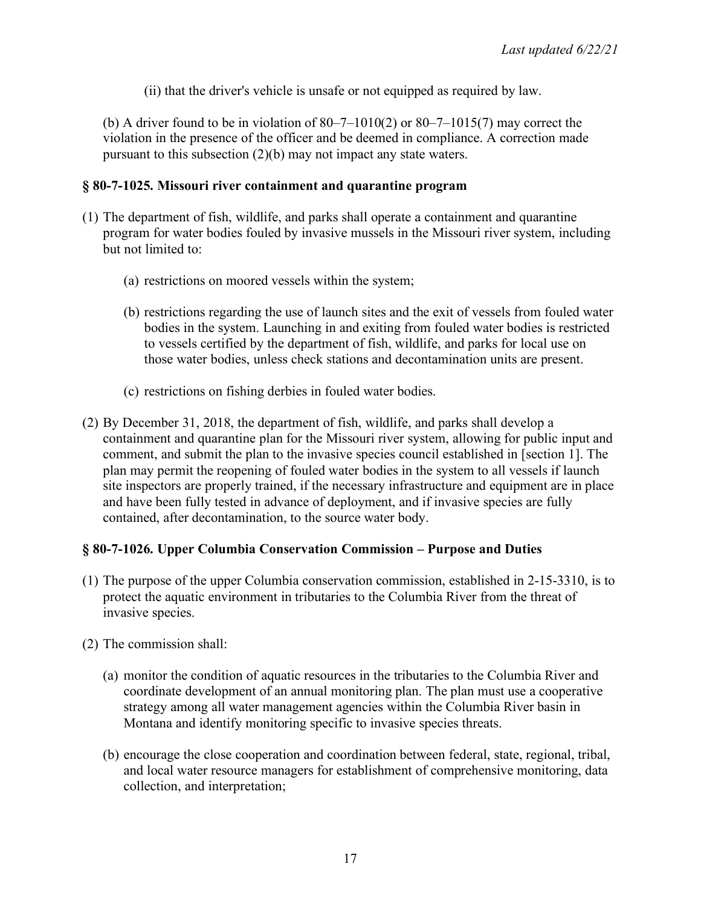(ii) that the driver's vehicle is unsafe or not equipped as required by law.

(b) A driver found to be in violation of 80–7–1010(2) or 80–7–1015(7) may correct the violation in the presence of the officer and be deemed in compliance. A correction made pursuant to this subsection (2)(b) may not impact any state waters.

### § 80-7-1025. Missouri river containment and quarantine program

(1) The department of fish, wildlife, and parks shall operate a containment and quarantine program for water bodies fouled by invasive mussels in the Missouri river system, including but not limited to:

   (a) restrictions on moored vessels within the system;

   (b) restrictions regarding the use of launch sites and the exit of vessels from fouled water bodies in the system. Launching in and exiting from fouled water bodies is restricted to vessels certified by the department of fish, wildlife, and parks for local use on those water bodies, unless check stations and decontamination units are present.

   (c) restrictions on fishing derbies in fouled water bodies.

(2) By December 31, 2018, the department of fish, wildlife, and parks shall develop a containment and quarantine plan for the Missouri river system, allowing for public input and comment, and submit the plan to the invasive species council established in [section 1]. The plan may permit the reopening of fouled water bodies in the system to all vessels if launch site inspectors are properly trained, if the necessary infrastructure and equipment are in place and have been fully tested in advance of deployment, and if invasive species are fully contained, after decontamination, to the source water body.

### § 80-7-1026. Upper Columbia Conservation Commission – Purpose and Duties

(1) The purpose of the upper Columbia conservation commission, established in 2-15-3310, is to protect the aquatic environment in tributaries to the Columbia River from the threat of invasive species.

(2) The commission shall:

   (a) monitor the condition of aquatic resources in the tributaries to the Columbia River and coordinate development of an annual monitoring plan. The plan must use a cooperative strategy among all water management agencies within the Columbia River basin in Montana and identify monitoring specific to invasive species threats.

   (b) encourage the close cooperation and coordination between federal, state, regional, tribal, and local water resource managers for establishment of comprehensive monitoring, data collection, and interpretation;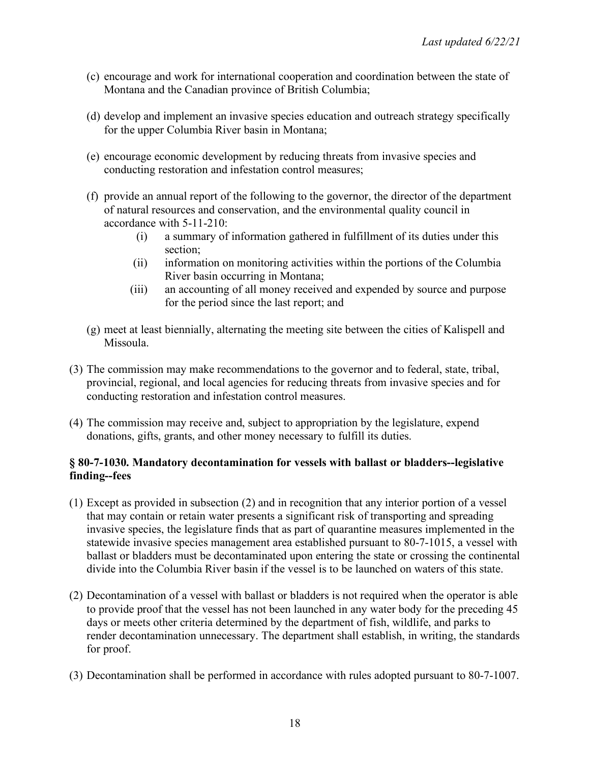(c) encourage and work for international cooperation and coordination between the state of Montana and the Canadian province of British Columbia;

(d) develop and implement an invasive species education and outreach strategy specifically for the upper Columbia River basin in Montana;

(e) encourage economic development by reducing threats from invasive species and conducting restoration and infestation control measures;

(f) provide an annual report of the following to the governor, the director of the department of natural resources and conservation, and the environmental quality council in accordance with 5-11-210:

  (i) a summary of information gathered in fulfillment of its duties under this section;

  (ii) information on monitoring activities within the portions of the Columbia River basin occurring in Montana;

  (iii) an accounting of all money received and expended by source and purpose for the period since the last report; and

(g) meet at least biennially, alternating the meeting site between the cities of Kalispell and Missoula.

(3) The commission may make recommendations to the governor and to federal, state, tribal, provincial, regional, and local agencies for reducing threats from invasive species and for conducting restoration and infestation control measures.

(4) The commission may receive and, subject to appropriation by the legislature, expend donations, gifts, grants, and other money necessary to fulfill its duties.

### § 80-7-1030. Mandatory decontamination for vessels with ballast or bladders--legislative finding--fees

(1) Except as provided in subsection (2) and in recognition that any interior portion of a vessel that may contain or retain water presents a significant risk of transporting and spreading invasive species, the legislature finds that as part of quarantine measures implemented in the statewide invasive species management area established pursuant to 80-7-1015, a vessel with ballast or bladders must be decontaminated upon entering the state or crossing the continental divide into the Columbia River basin if the vessel is to be launched on waters of this state.

(2) Decontamination of a vessel with ballast or bladders is not required when the operator is able to provide proof that the vessel has not been launched in any water body for the preceding 45 days or meets other criteria determined by the department of fish, wildlife, and parks to render decontamination unnecessary. The department shall establish, in writing, the standards for proof.

(3) Decontamination shall be performed in accordance with rules adopted pursuant to 80-7-1007.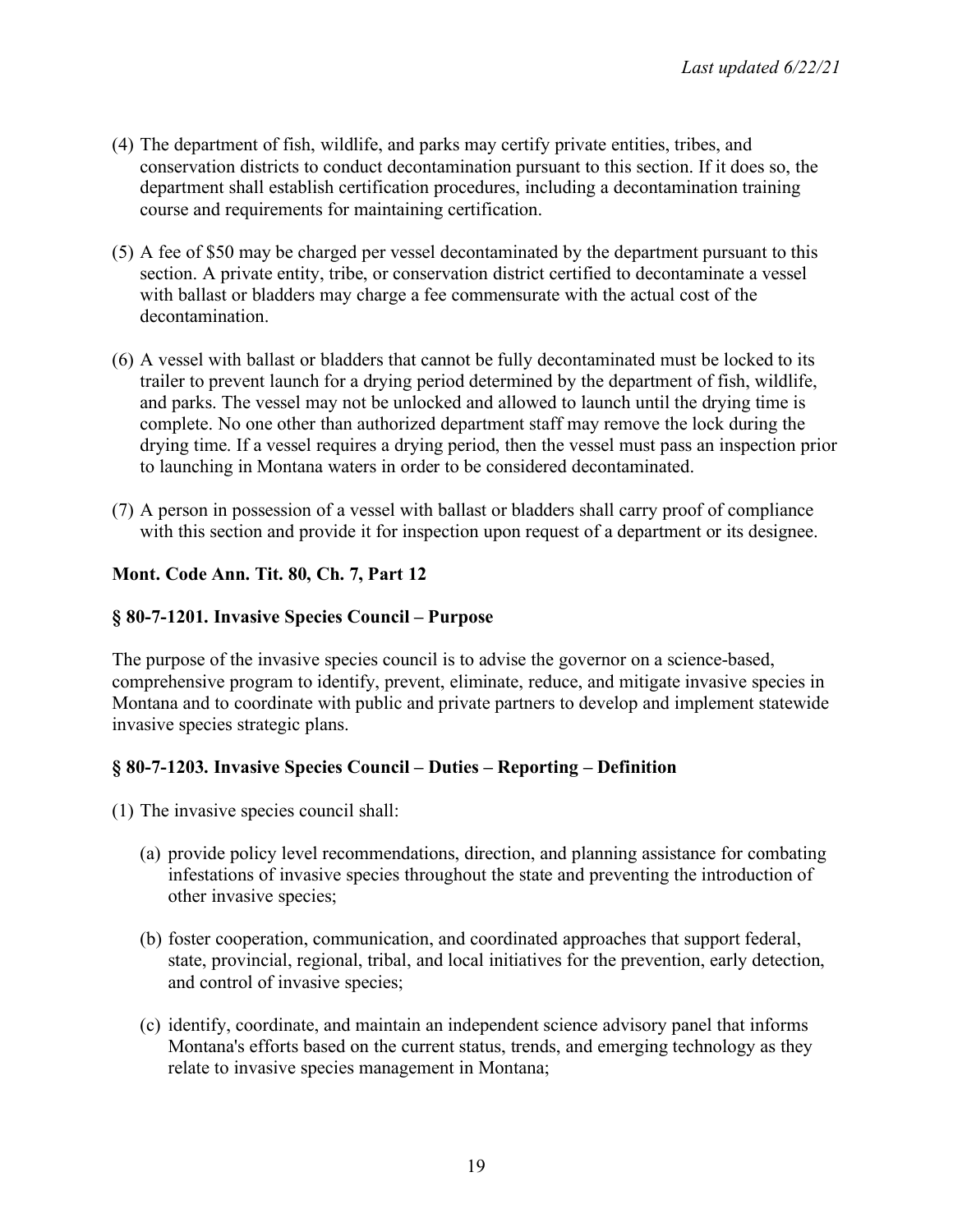(4) The department of fish, wildlife, and parks may certify private entities, tribes, and conservation districts to conduct decontamination pursuant to this section. If it does so, the department shall establish certification procedures, including a decontamination training course and requirements for maintaining certification.

(5) A fee of $50 may be charged per vessel decontaminated by the department pursuant to this section. A private entity, tribe, or conservation district certified to decontaminate a vessel with ballast or bladders may charge a fee commensurate with the actual cost of the decontamination.

(6) A vessel with ballast or bladders that cannot be fully decontaminated must be locked to its trailer to prevent launch for a drying period determined by the department of fish, wildlife, and parks. The vessel may not be unlocked and allowed to launch until the drying time is complete. No one other than authorized department staff may remove the lock during the drying time. If a vessel requires a drying period, then the vessel must pass an inspection prior to launching in Montana waters in order to be considered decontaminated.

(7) A person in possession of a vessel with ballast or bladders shall carry proof of compliance with this section and provide it for inspection upon request of a department or its designee.

**Mont. Code Ann. Tit. 80, Ch. 7, Part 12**

**§ 80-7-1201. Invasive Species Council – Purpose**

The purpose of the invasive species council is to advise the governor on a science-based, comprehensive program to identify, prevent, eliminate, reduce, and mitigate invasive species in Montana and to coordinate with public and private partners to develop and implement statewide invasive species strategic plans.

**§ 80-7-1203. Invasive Species Council – Duties – Reporting – Definition**

(1) The invasive species council shall:

   (a) provide policy level recommendations, direction, and planning assistance for combating infestations of invasive species throughout the state and preventing the introduction of other invasive species;

   (b) foster cooperation, communication, and coordinated approaches that support federal, state, provincial, regional, tribal, and local initiatives for the prevention, early detection, and control of invasive species;

   (c) identify, coordinate, and maintain an independent science advisory panel that informs Montana's efforts based on the current status, trends, and emerging technology as they relate to invasive species management in Montana;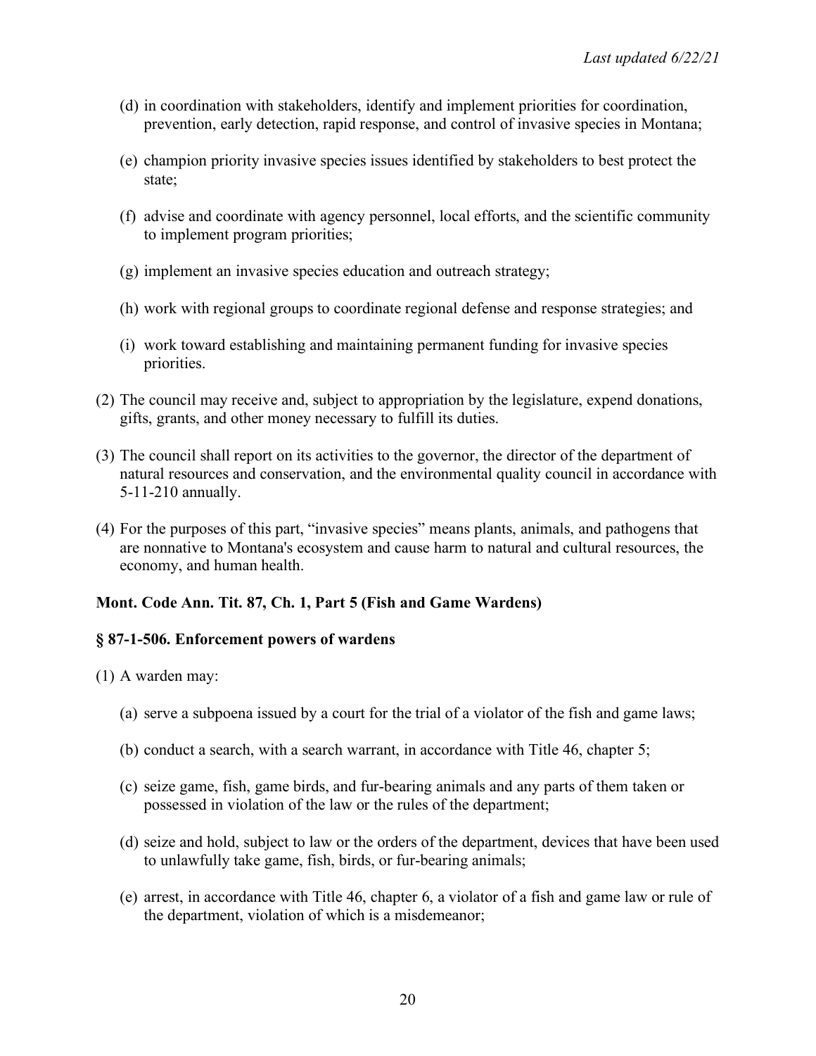(d) in coordination with stakeholders, identify and implement priorities for coordination, prevention, early detection, rapid response, and control of invasive species in Montana;

(e) champion priority invasive species issues identified by stakeholders to best protect the state;

(f) advise and coordinate with agency personnel, local efforts, and the scientific community to implement program priorities;

(g) implement an invasive species education and outreach strategy;

(h) work with regional groups to coordinate regional defense and response strategies; and

(i) work toward establishing and maintaining permanent funding for invasive species priorities.

(2) The council may receive and, subject to appropriation by the legislature, expend donations, gifts, grants, and other money necessary to fulfill its duties.

(3) The council shall report on its activities to the governor, the director of the department of natural resources and conservation, and the environmental quality council in accordance with 5-11-210 annually.

(4) For the purposes of this part, "invasive species" means plants, animals, and pathogens that are nonnative to Montana's ecosystem and cause harm to natural and cultural resources, the economy, and human health.

**Mont. Code Ann. Tit. 87, Ch. 1, Part 5 (Fish and Game Wardens)**

**§ 87-1-506. Enforcement powers of wardens**

(1) A warden may:

(a) serve a subpoena issued by a court for the trial of a violator of the fish and game laws;

(b) conduct a search, with a search warrant, in accordance with Title 46, chapter 5;

(c) seize game, fish, game birds, and fur-bearing animals and any parts of them taken or possessed in violation of the law or the rules of the department;

(d) seize and hold, subject to law or the orders of the department, devices that have been used to unlawfully take game, fish, birds, or fur-bearing animals;

(e) arrest, in accordance with Title 46, chapter 6, a violator of a fish and game law or rule of the department, violation of which is a misdemeanor;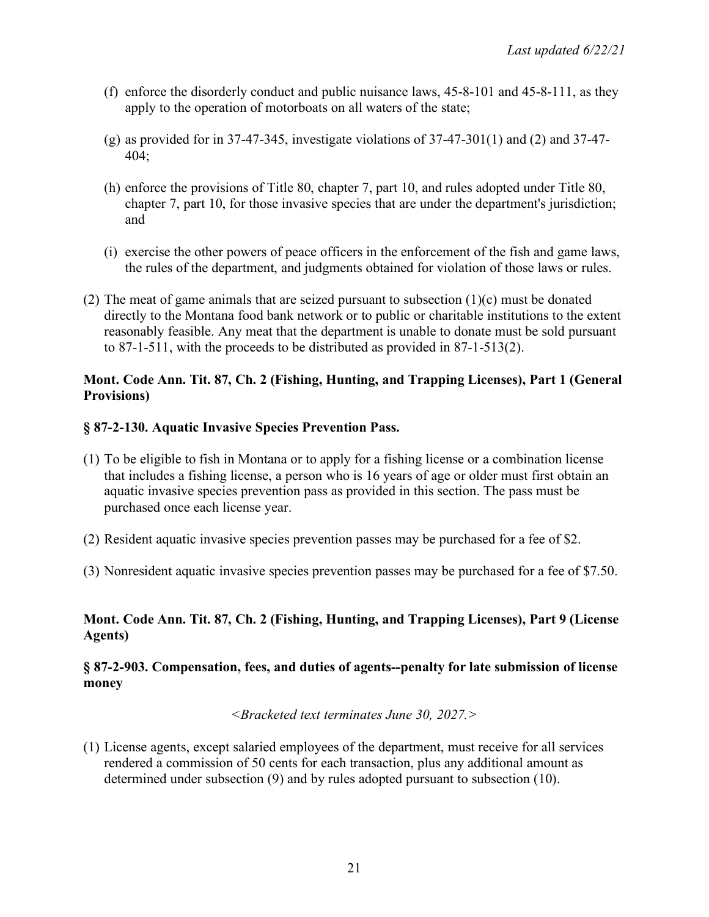(f) enforce the disorderly conduct and public nuisance laws, 45-8-101 and 45-8-111, as they apply to the operation of motorboats on all waters of the state;

(g) as provided for in 37-47-345, investigate violations of 37-47-301(1) and (2) and 37-47-404;

(h) enforce the provisions of Title 80, chapter 7, part 10, and rules adopted under Title 80, chapter 7, part 10, for those invasive species that are under the department's jurisdiction; and

(i) exercise the other powers of peace officers in the enforcement of the fish and game laws, the rules of the department, and judgments obtained for violation of those laws or rules.

(2) The meat of game animals that are seized pursuant to subsection (1)(c) must be donated directly to the Montana food bank network or to public or charitable institutions to the extent reasonably feasible. Any meat that the department is unable to donate must be sold pursuant to 87-1-511, with the proceeds to be distributed as provided in 87-1-513(2).

**Mont. Code Ann. Tit. 87, Ch. 2 (Fishing, Hunting, and Trapping Licenses), Part 1 (General Provisions)**

**§ 87-2-130. Aquatic Invasive Species Prevention Pass.**

(1) To be eligible to fish in Montana or to apply for a fishing license or a combination license that includes a fishing license, a person who is 16 years of age or older must first obtain an aquatic invasive species prevention pass as provided in this section. The pass must be purchased once each license year.

(2) Resident aquatic invasive species prevention passes may be purchased for a fee of $2.

(3) Nonresident aquatic invasive species prevention passes may be purchased for a fee of $7.50.

**Mont. Code Ann. Tit. 87, Ch. 2 (Fishing, Hunting, and Trapping Licenses), Part 9 (License Agents)**

**§ 87-2-903. Compensation, fees, and duties of agents--penalty for late submission of license money**

*<Bracketed text terminates June 30, 2027.>*

(1) License agents, except salaried employees of the department, must receive for all services rendered a commission of 50 cents for each transaction, plus any additional amount as determined under subsection (9) and by rules adopted pursuant to subsection (10).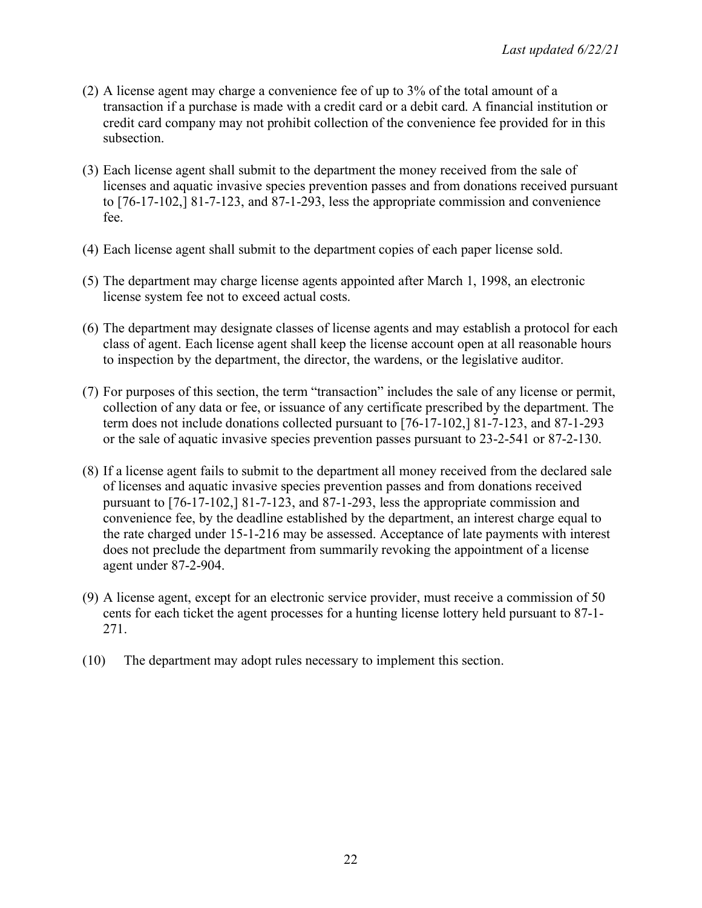(2) A license agent may charge a convenience fee of up to 3% of the total amount of a transaction if a purchase is made with a credit card or a debit card. A financial institution or credit card company may not prohibit collection of the convenience fee provided for in this subsection.

(3) Each license agent shall submit to the department the money received from the sale of licenses and aquatic invasive species prevention passes and from donations received pursuant to [76-17-102,] 81-7-123, and 87-1-293, less the appropriate commission and convenience fee.

(4) Each license agent shall submit to the department copies of each paper license sold.

(5) The department may charge license agents appointed after March 1, 1998, an electronic license system fee not to exceed actual costs.

(6) The department may designate classes of license agents and may establish a protocol for each class of agent. Each license agent shall keep the license account open at all reasonable hours to inspection by the department, the director, the wardens, or the legislative auditor.

(7) For purposes of this section, the term "transaction" includes the sale of any license or permit, collection of any data or fee, or issuance of any certificate prescribed by the department. The term does not include donations collected pursuant to [76-17-102,] 81-7-123, and 87-1-293 or the sale of aquatic invasive species prevention passes pursuant to 23-2-541 or 87-2-130.

(8) If a license agent fails to submit to the department all money received from the declared sale of licenses and aquatic invasive species prevention passes and from donations received pursuant to [76-17-102,] 81-7-123, and 87-1-293, less the appropriate commission and convenience fee, by the deadline established by the department, an interest charge equal to the rate charged under 15-1-216 may be assessed. Acceptance of late payments with interest does not preclude the department from summarily revoking the appointment of a license agent under 87-2-904.

(9) A license agent, except for an electronic service provider, must receive a commission of 50 cents for each ticket the agent processes for a hunting license lottery held pursuant to 87-1-271.

(10) The department may adopt rules necessary to implement this section.